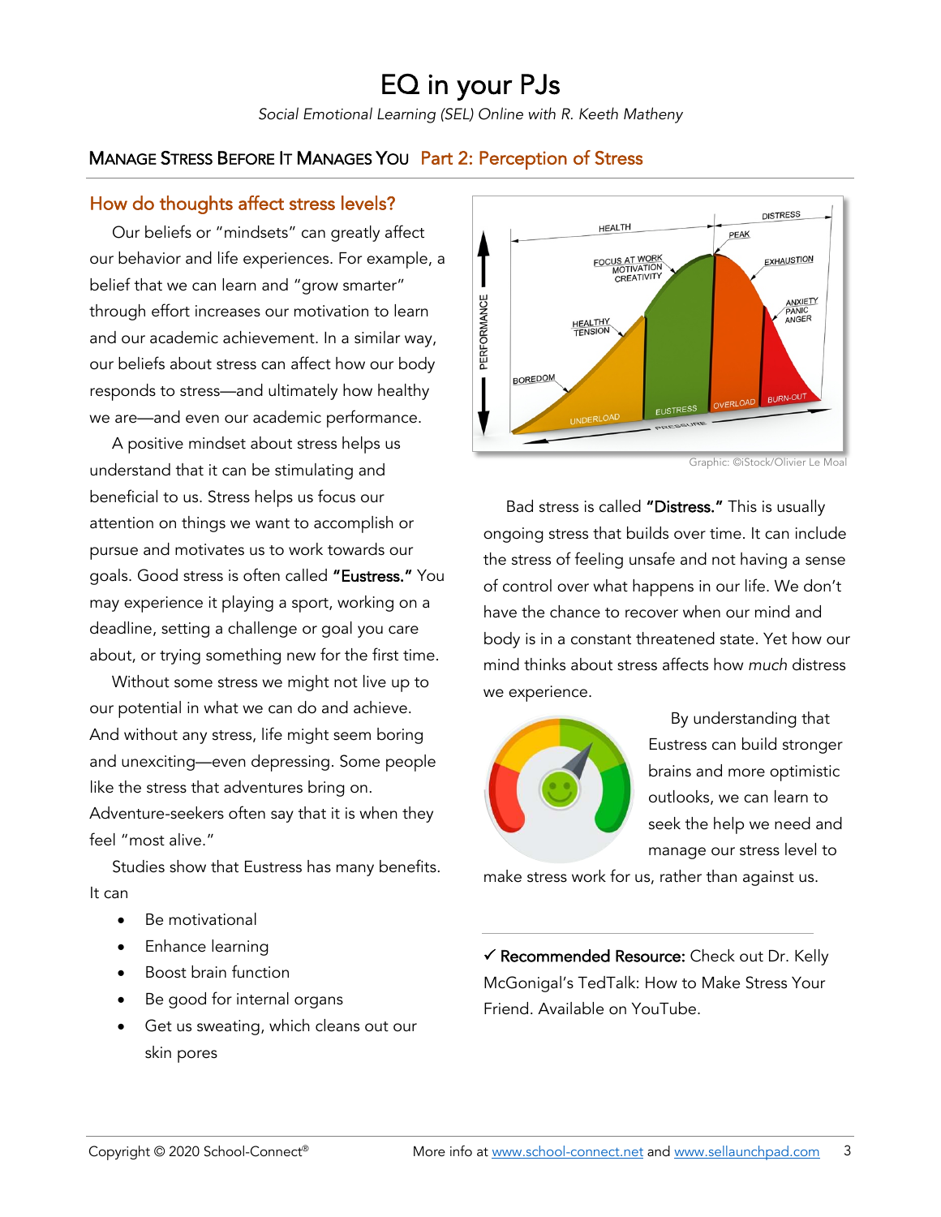# EQ in your PJs

*Social Emotional Learning (SEL) Online with R. Keeth Matheny*

## Manage Stress Before It Manages You   Part 2: Perception of Stress

### How do thoughts affect stress levels?

Our beliefs or "mindsets" can greatly affect our behavior and life experiences. For example, a belief that we can learn and "grow smarter" through effort increases our motivation to learn and our academic achievement. In a similar way, our beliefs about stress can affect how our body responds to stress—and ultimately how healthy we are—and even our academic performance.

A positive mindset about stress helps us understand that it can be stimulating and beneficial to us. Stress helps us focus our attention on things we want to accomplish or pursue and motivates us to work towards our goals. Good stress is often called **"Eustress."** You may experience it playing a sport, working on a deadline, setting a challenge or goal you care about, or trying something new for the first time.

Without some stress we might not live up to our potential in what we can do and achieve. And without any stress, life might seem boring and unexciting—even depressing. Some people like the stress that adventures bring on. Adventure-seekers often say that it is when they feel "most alive."

Studies show that Eustress has many benefits. It can

- Be motivational
- Enhance learning
- Boost brain function
- Be good for internal organs
- Get us sweating, which cleans out our skin pores

Graphic: ©iStock/Olivier Le Moal

Bad stress is called **"Distress."** This is usually ongoing stress that builds over time. It can include the stress of feeling unsafe and not having a sense of control over what happens in our life. We don't have the chance to recover when our mind and body is in a constant threatened state. Yet how our mind thinks about stress affects how *much* distress we experience.

By understanding that Eustress can build stronger brains and more optimistic outlooks, we can learn to seek the help we need and manage our stress level to make stress work for us, rather than against us.

---

✓ **Recommended Resource:** Check out Dr. Kelly McGonigal's TedTalk: How to Make Stress Your Friend. Available on YouTube.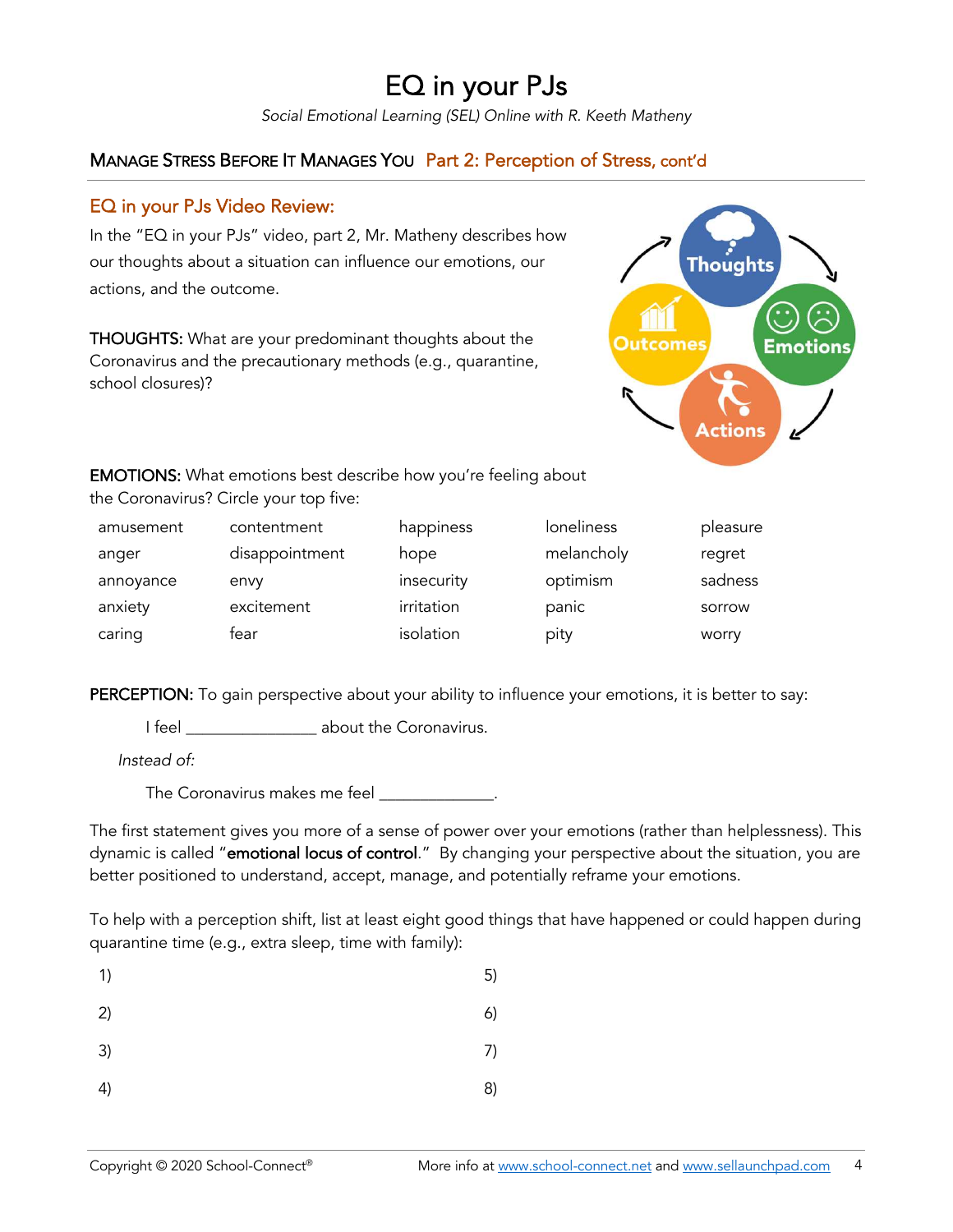# EQ in your PJs

*Social Emotional Learning (SEL) Online with R. Keeth Matheny*

## Manage Stress Before It Manages You  Part 2: Perception of Stress, cont'd

### EQ in your PJs Video Review:

In the "EQ in your PJs" video, part 2, Mr. Matheny describes how our thoughts about a situation can influence our emotions, our actions, and the outcome.

Thoughts → Emotions → Actions → Outcomes

**THOUGHTS:** What are your predominant thoughts about the Coronavirus and the precautionary methods (e.g., quarantine, school closures)?

**EMOTIONS:** What emotions best describe how you're feeling about the Coronavirus? Circle your top five:

| | | | | |
|---|---|---|---|---|
| amusement | contentment | happiness | loneliness | pleasure |
| anger | disappointment | hope | melancholy | regret |
| annoyance | envy | insecurity | optimism | sadness |
| anxiety | excitement | irritation | panic | sorrow |
| caring | fear | isolation | pity | worry |

**PERCEPTION:** To gain perspective about your ability to influence your emotions, it is better to say:

I feel _______________ about the Coronavirus.

*Instead of:*

The Coronavirus makes me feel _____________.

The first statement gives you more of a sense of power over your emotions (rather than helplessness). This dynamic is called "**emotional locus of control**." By changing your perspective about the situation, you are better positioned to understand, accept, manage, and potentially reframe your emotions.

To help with a perception shift, list at least eight good things that have happened or could happen during quarantine time (e.g., extra sleep, time with family):

1)

2)

3)

4)

5)

6)

7)

8)

Copyright © 2020 School-Connect® More info at www.school-connect.net and www.sellaunchpad.com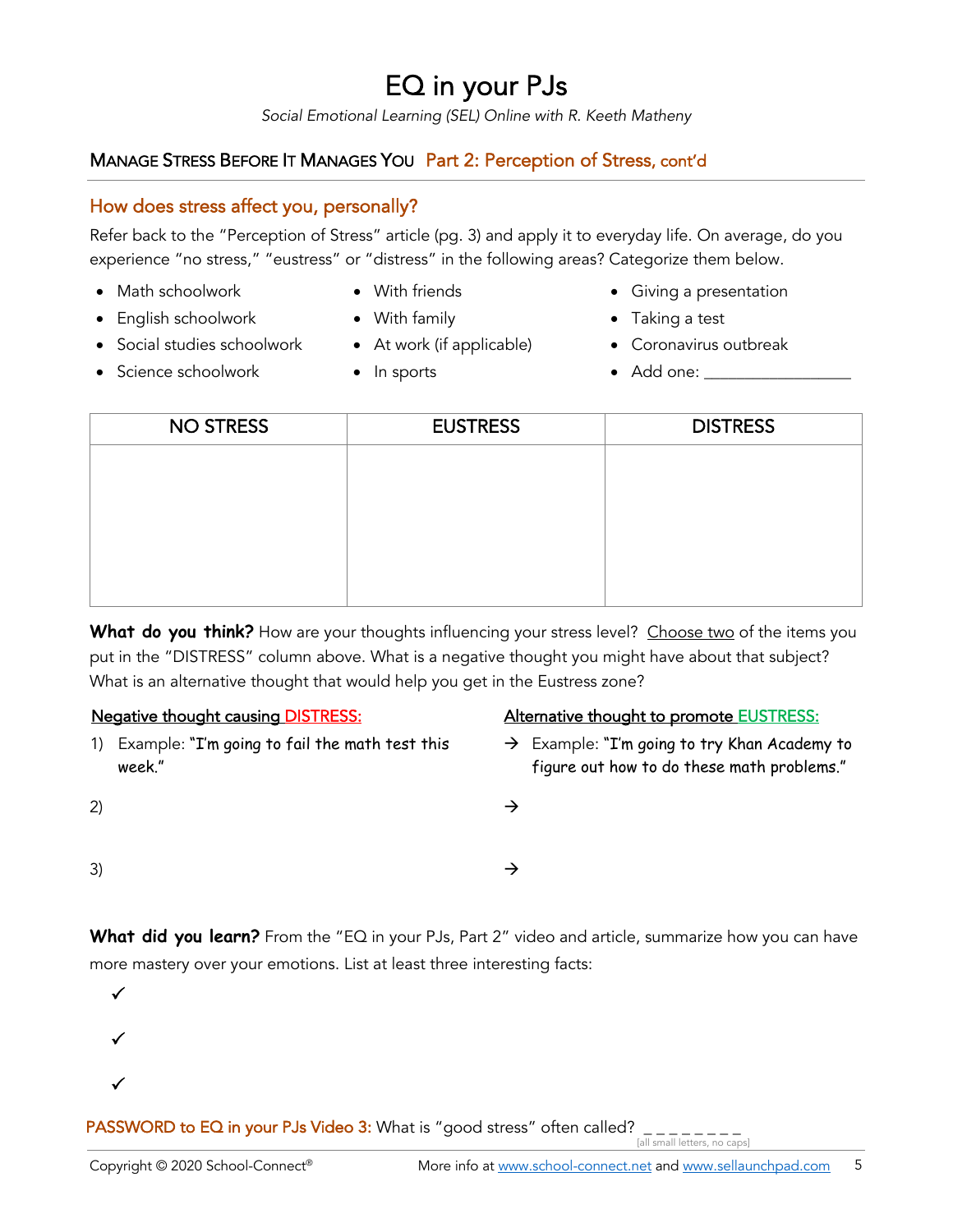# EQ in your PJs

*Social Emotional Learning (SEL) Online with R. Keeth Matheny*

## MANAGE STRESS BEFORE IT MANAGES YOU Part 2: Perception of Stress, cont'd

### How does stress affect you, personally?

Refer back to the "Perception of Stress" article (pg. 3) and apply it to everyday life. On average, do you experience "no stress," "eustress" or "distress" in the following areas? Categorize them below.

- Math schoolwork
- English schoolwork
- Social studies schoolwork
- Science schoolwork
- With friends
- With family
- At work (if applicable)
- In sports
- Giving a presentation
- Taking a test
- Coronavirus outbreak
- Add one: ________________

| NO STRESS | EUSTRESS | DISTRESS |
|---|---|---|
| | | |

**What do you think?** How are your thoughts influencing your stress level? Choose two of the items you put in the "DISTRESS" column above. What is a negative thought you might have about that subject? What is an alternative thought that would help you get in the Eustress zone?

| Negative thought causing DISTRESS: | Alternative thought to promote EUSTRESS: |
|---|---|
| 1) Example: "I'm going to fail the math test this week." | → Example: "I'm going to try Khan Academy to figure out how to do these math problems." |
| 2) | → |
| 3) | → |

**What did you learn?** From the "EQ in your PJs, Part 2" video and article, summarize how you can have more mastery over your emotions. List at least three interesting facts:

- ✓
- ✓
- ✓

PASSWORD to EQ in your PJs Video 3: What is "good stress" often called? _ _ _ _ _ _ _ _
[all small letters, no caps]

Copyright © 2020 School-Connect® More info at www.school-connect.net and www.sellaunchpad.com